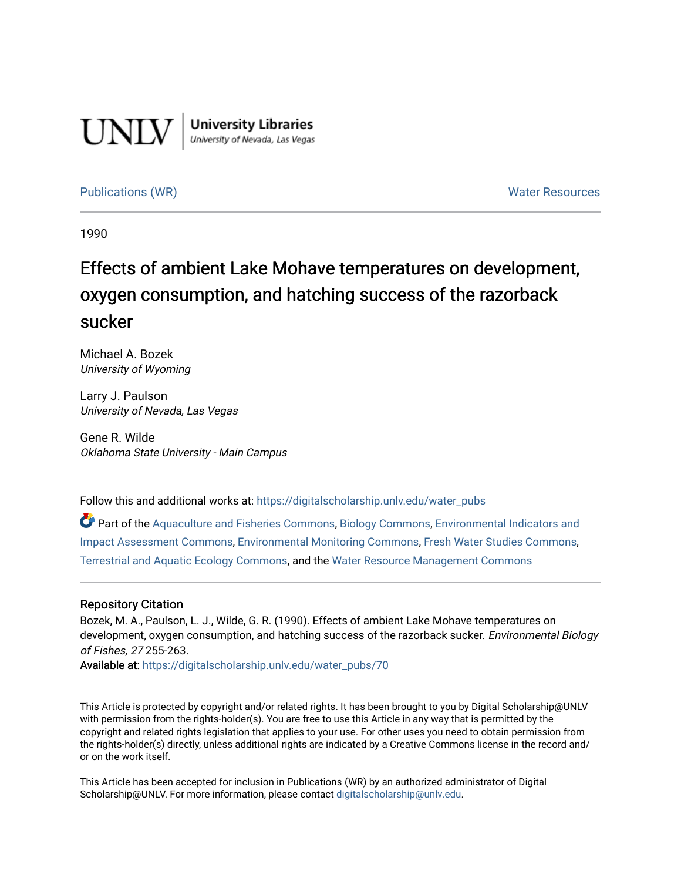UNLV | University Libraries
University of Nevada, Las Vegas

Publications (WR) | Water Resources

1990

# Effects of ambient Lake Mohave temperatures on development, oxygen consumption, and hatching success of the razorback sucker

Michael A. Bozek
*University of Wyoming*

Larry J. Paulson
*University of Nevada, Las Vegas*

Gene R. Wilde
*Oklahoma State University - Main Campus*

Follow this and additional works at: https://digitalscholarship.unlv.edu/water_pubs

Part of the Aquaculture and Fisheries Commons, Biology Commons, Environmental Indicators and Impact Assessment Commons, Environmental Monitoring Commons, Fresh Water Studies Commons, Terrestrial and Aquatic Ecology Commons, and the Water Resource Management Commons

## Repository Citation

Bozek, M. A., Paulson, L. J., Wilde, G. R. (1990). Effects of ambient Lake Mohave temperatures on development, oxygen consumption, and hatching success of the razorback sucker. *Environmental Biology of Fishes, 27* 255-263.

Available at: https://digitalscholarship.unlv.edu/water_pubs/70

This Article is protected by copyright and/or related rights. It has been brought to you by Digital Scholarship@UNLV with permission from the rights-holder(s). You are free to use this Article in any way that is permitted by the copyright and related rights legislation that applies to your use. For other uses you need to obtain permission from the rights-holder(s) directly, unless additional rights are indicated by a Creative Commons license in the record and/or on the work itself.

This Article has been accepted for inclusion in Publications (WR) by an authorized administrator of Digital Scholarship@UNLV. For more information, please contact digitalscholarship@unlv.edu.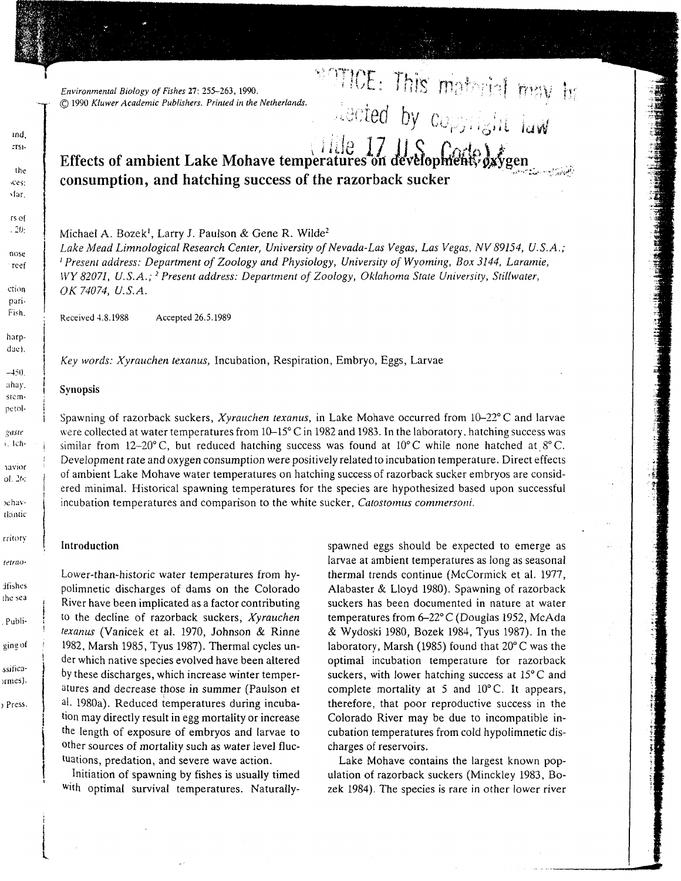Environmental Biology of Fishes 27: 255–263, 1990.
© 1990 Kluwer Academic Publishers. Printed in the Netherlands.

# Effects of ambient Lake Mohave temperatures on development, oxygen consumption, and hatching success of the razorback sucker

Michael A. Bozek[1], Larry J. Paulson & Gene R. Wilde[2]

*Lake Mead Limnological Research Center, University of Nevada-Las Vegas, Las Vegas, NV 89154, U.S.A.; [1] Present address: Department of Zoology and Physiology, University of Wyoming, Box 3144, Laramie, WY 82071, U.S.A.; [2] Present address: Department of Zoology, Oklahoma State University, Stillwater, OK 74074, U.S.A.*

Received 4.8.1988 Accepted 26.5.1989

*Key words: Xyrauchen texanus*, Incubation, Respiration, Embryo, Eggs, Larvae

## Synopsis

Spawning of razorback suckers, *Xyrauchen texanus*, in Lake Mohave occurred from 10–22° C and larvae were collected at water temperatures from 10–15° C in 1982 and 1983. In the laboratory, hatching success was similar from 12–20° C, but reduced hatching success was found at 10° C while none hatched at 8° C. Development rate and oxygen consumption were positively related to incubation temperature. Direct effects of ambient Lake Mohave water temperatures on hatching success of razorback sucker embryos are considered minimal. Historical spawning temperatures for the species are hypothesized based upon successful incubation temperatures and comparison to the white sucker, *Catostomus commersoni*.

## Introduction

Lower-than-historic water temperatures from hypolimnetic discharges of dams on the Colorado River have been implicated as a factor contributing to the decline of razorback suckers, *Xyrauchen texanus* (Vanicek et al. 1970, Johnson & Rinne 1982, Marsh 1985, Tyus 1987). Thermal cycles under which native species evolved have been altered by these discharges, which increase winter temperatures and decrease those in summer (Paulson et al. 1980a). Reduced temperatures during incubation may directly result in egg mortality or increase the length of exposure of embryos and larvae to other sources of mortality such as water level fluctuations, predation, and severe wave action.

Initiation of spawning by fishes is usually timed with optimal survival temperatures. Naturally-spawned eggs should be expected to emerge as larvae at ambient temperatures as long as seasonal thermal trends continue (McCormick et al. 1977, Alabaster & Lloyd 1980). Spawning of razorback suckers has been documented in nature at water temperatures from 6–22° C (Douglas 1952, McAda & Wydoski 1980, Bozek 1984, Tyus 1987). In the laboratory, Marsh (1985) found that 20° C was the optimal incubation temperature for razorback suckers, with lower hatching success at 15° C and complete mortality at 5 and 10° C. It appears, therefore, that poor reproductive success in the Colorado River may be due to incompatible incubation temperatures from cold hypolimnetic discharges of reservoirs.

Lake Mohave contains the largest known population of razorback suckers (Minckley 1983, Bozek 1984). The species is rare in other lower river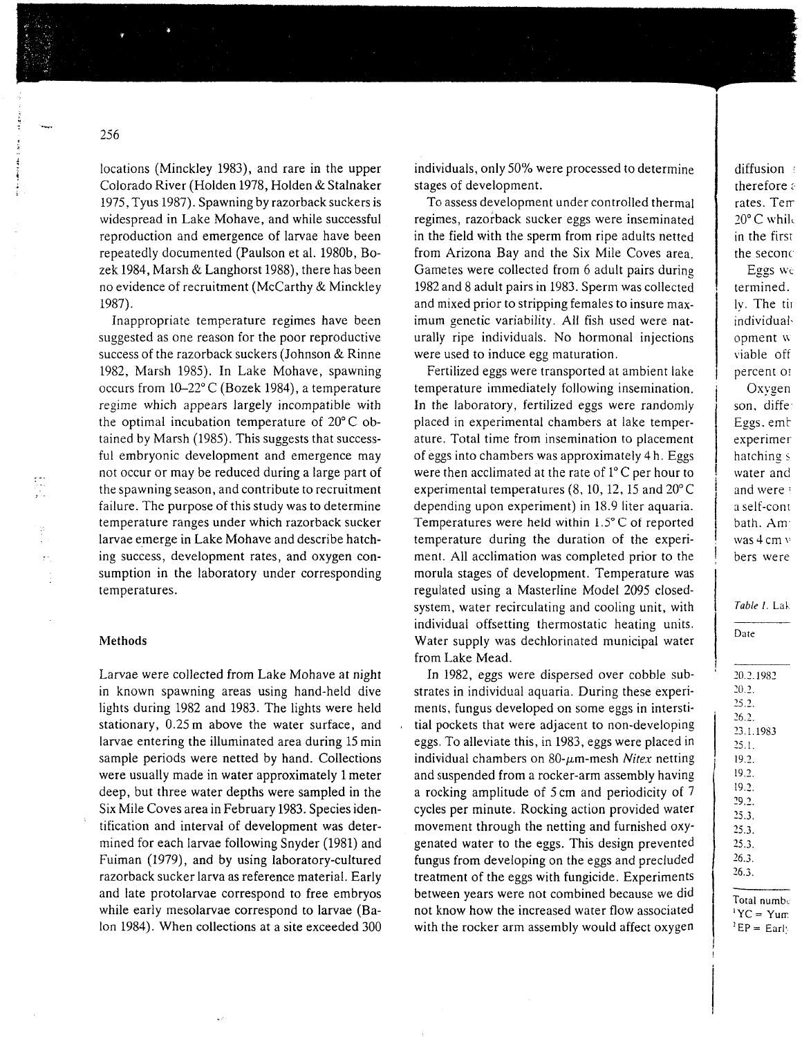locations (Minckley 1983), and rare in the upper Colorado River (Holden 1978, Holden & Stalnaker 1975, Tyus 1987). Spawning by razorback suckers is widespread in Lake Mohave, and while successful reproduction and emergence of larvae have been repeatedly documented (Paulson et al. 1980b, Bozek 1984, Marsh & Langhorst 1988), there has been no evidence of recruitment (McCarthy & Minckley 1987).

Inappropriate temperature regimes have been suggested as one reason for the poor reproductive success of the razorback suckers (Johnson & Rinne 1982, Marsh 1985). In Lake Mohave, spawning occurs from 10–22° C (Bozek 1984), a temperature regime which appears largely incompatible with the optimal incubation temperature of 20° C obtained by Marsh (1985). This suggests that successful embryonic development and emergence may not occur or may be reduced during a large part of the spawning season, and contribute to recruitment failure. The purpose of this study was to determine temperature ranges under which razorback sucker larvae emerge in Lake Mohave and describe hatching success, development rates, and oxygen consumption in the laboratory under corresponding temperatures.

## Methods

Larvae were collected from Lake Mohave at night in known spawning areas using hand-held dive lights during 1982 and 1983. The lights were held stationary, 0.25 m above the water surface, and larvae entering the illuminated area during 15 min sample periods were netted by hand. Collections were usually made in water approximately 1 meter deep, but three water depths were sampled in the Six Mile Coves area in February 1983. Species identification and interval of development was determined for each larvae following Snyder (1981) and Fuiman (1979), and by using laboratory-cultured razorback sucker larva as reference material. Early and late protolarvae correspond to free embryos while early mesolarvae correspond to larvae (Balon 1984). When collections at a site exceeded 300 individuals, only 50% were processed to determine stages of development.

To assess development under controlled thermal regimes, razorback sucker eggs were inseminated in the field with the sperm from ripe adults netted from Arizona Bay and the Six Mile Coves area. Gametes were collected from 6 adult pairs during 1982 and 8 adult pairs in 1983. Sperm was collected and mixed prior to stripping females to insure maximum genetic variability. All fish used were naturally ripe individuals. No hormonal injections were used to induce egg maturation.

Fertilized eggs were transported at ambient lake temperature immediately following insemination. In the laboratory, fertilized eggs were randomly placed in experimental chambers at lake temperature. Total time from insemination to placement of eggs into chambers was approximately 4 h. Eggs were then acclimated at the rate of 1° C per hour to experimental temperatures (8, 10, 12, 15 and 20° C depending upon experiment) in 18.9 liter aquaria. Temperatures were held within 1.5° C of reported temperature during the duration of the experiment. All acclimation was completed prior to the morula stages of development. Temperature was regulated using a Masterline Model 2095 closed-system, water recirculating and cooling unit, with individual offsetting thermostatic heating units. Water supply was dechlorinated municipal water from Lake Mead.

In 1982, eggs were dispersed over cobble substrates in individual aquaria. During these experiments, fungus developed on some eggs in interstitial pockets that were adjacent to non-developing eggs. To alleviate this, in 1983, eggs were placed in individual chambers on 80-$\mu$m-mesh *Nitex* netting and suspended from a rocker-arm assembly having a rocking amplitude of 5 cm and periodicity of 7 cycles per minute. Rocking action provided water movement through the netting and furnished oxygenated water to the eggs. This design prevented fungus from developing on the eggs and precluded treatment of the eggs with fungicide. Experiments between years were not combined because we did not know how the increased water flow associated with the rocker arm assembly would affect oxygen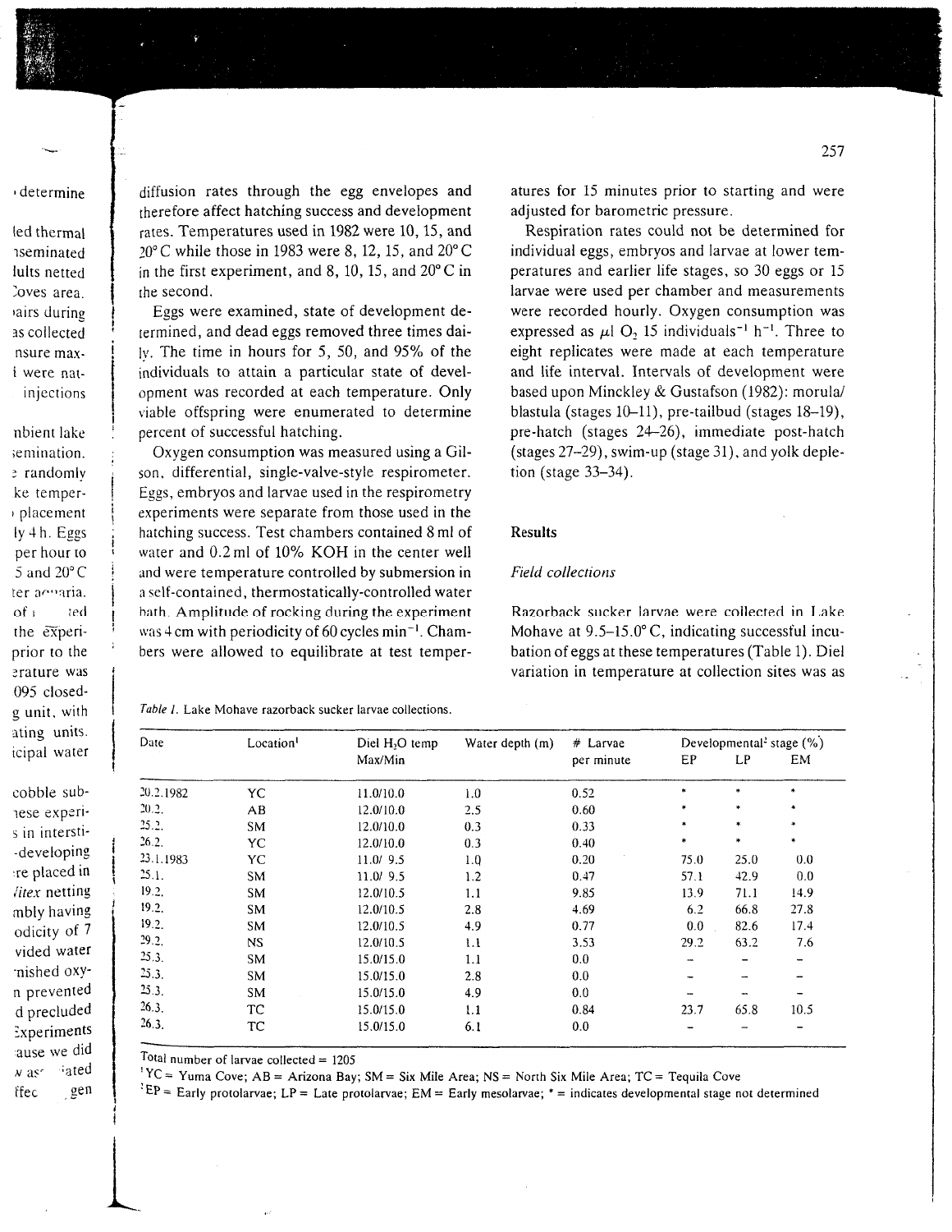diffusion rates through the egg envelopes and therefore affect hatching success and development rates. Temperatures used in 1982 were 10, 15, and 20° C while those in 1983 were 8, 12, 15, and 20° C in the first experiment, and 8, 10, 15, and 20° C in the second.

Eggs were examined, state of development determined, and dead eggs removed three times daily. The time in hours for 5, 50, and 95% of the individuals to attain a particular state of development was recorded at each temperature. Only viable offspring were enumerated to determine percent of successful hatching.

Oxygen consumption was measured using a Gilson, differential, single-valve-style respirometer. Eggs, embryos and larvae used in the respirometry experiments were separate from those used in the hatching success. Test chambers contained 8 ml of water and 0.2 ml of 10% KOH in the center well and were temperature controlled by submersion in a self-contained, thermostatically-controlled water bath. Amplitude of rocking during the experiment was 4 cm with periodicity of 60 cycles $min^{-1}$. Chambers were allowed to equilibrate at test temperatures for 15 minutes prior to starting and were adjusted for barometric pressure.

Respiration rates could not be determined for individual eggs, embryos and larvae at lower temperatures and earlier life stages, so 30 eggs or 15 larvae were used per chamber and measurements were recorded hourly. Oxygen consumption was expressed as $\mu l$ $O_2$ 15 $individuals^{-1}$ $h^{-1}$. Three to eight replicates were made at each temperature and life interval. Intervals of development were based upon Minckley & Gustafson (1982): morula/blastula (stages 10–11), pre-tailbud (stages 18–19), pre-hatch (stages 24–26), immediate post-hatch (stages 27–29), swim-up (stage 31), and yolk depletion (stage 33–34).

## Results

### Field collections

Razorback sucker larvae were collected in Lake Mohave at 9.5–15.0° C, indicating successful incubation of eggs at these temperatures (Table 1). Diel variation in temperature at collection sites was as

*Table 1.* Lake Mohave razorback sucker larvae collections.

| Date | Location[1] | Diel $H_2O$ temp Max/Min | Water depth (m) | # Larvae per minute | Developmental[2] stage (%) | | |
|---|---|---|---|---|---|---|---|
| | | | | | EP | LP | EM |
| 20.2.1982 | YC | 11.0/10.0 | 1.0 | 0.52 | * | * | * |
| 20.2. | AB | 12.0/10.0 | 2.5 | 0.60 | * | * | * |
| 25.2. | SM | 12.0/10.0 | 0.3 | 0.33 | * | * | * |
| 26.2. | YC | 12.0/10.0 | 0.3 | 0.40 | * | * | * |
| 23.1.1983 | YC | 11.0/ 9.5 | 1.0 | 0.20 | 75.0 | 25.0 | 0.0 |
| 25.1. | SM | 11.0/ 9.5 | 1.2 | 0.47 | 57.1 | 42.9 | 0.0 |
| 19.2. | SM | 12.0/10.5 | 1.1 | 9.85 | 13.9 | 71.1 | 14.9 |
| 19.2. | SM | 12.0/10.5 | 2.8 | 4.69 | 6.2 | 66.8 | 27.8 |
| 19.2. | SM | 12.0/10.5 | 4.9 | 0.77 | 0.0 | 82.6 | 17.4 |
| 29.2. | NS | 12.0/10.5 | 1.1 | 3.53 | 29.2 | 63.2 | 7.6 |
| 25.3. | SM | 15.0/15.0 | 1.1 | 0.0 | – | – | – |
| 25.3. | SM | 15.0/15.0 | 2.8 | 0.0 | – | – | – |
| 25.3. | SM | 15.0/15.0 | 4.9 | 0.0 | – | – | – |
| 26.3. | TC | 15.0/15.0 | 1.1 | 0.84 | 23.7 | 65.8 | 10.5 |
| 26.3. | TC | 15.0/15.0 | 6.1 | 0.0 | – | – | – |

Total number of larvae collected = 1205

[1] YC = Yuma Cove; AB = Arizona Bay; SM = Six Mile Area; NS = North Six Mile Area; TC = Tequila Cove

[2] EP = Early protolarvae; LP = Late protolarvae; EM = Early mesolarvae; * = indicates developmental stage not determined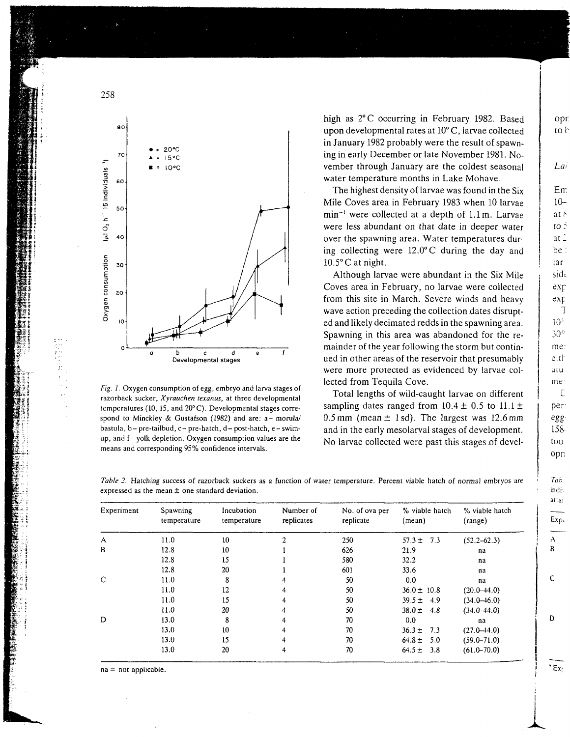Fig. 1. Oxygen consumption of egg, embryo and larva stages of razorback sucker, *Xyrauchen texanus*, at three developmental temperatures (10, 15, and 20° C). Developmental stages correspond to Minckley & Gustafson (1982) and are: a – morula/bastula, b – pre-tailbud, c – pre-hatch, d – post-hatch, e – swim-up, and f – yolk depletion. Oxygen consumption values are the means and corresponding 95% confidence intervals.

high as 2° C occurring in February 1982. Based upon developmental rates at 10° C, larvae collected in January 1982 probably were the result of spawning in early December or late November 1981. November through January are the coldest seasonal water temperature months in Lake Mohave.

The highest density of larvae was found in the Six Mile Coves area in February 1983 when 10 larvae $min^{-1}$ were collected at a depth of 1.1 m. Larvae were less abundant on that date in deeper water over the spawning area. Water temperatures during collecting were 12.0° C during the day and 10.5° C at night.

Although larvae were abundant in the Six Mile Coves area in February, no larvae were collected from this site in March. Severe winds and heavy wave action preceding the collection dates disrupted and likely decimated redds in the spawning area. Spawning in this area was abandoned for the remainder of the year following the storm but continued in other areas of the reservoir that presumably were more protected as evidenced by larvae collected from Tequila Cove.

Total lengths of wild-caught larvae on different sampling dates ranged from 10.4 ± 0.5 to 11.1 ± 0.5 mm (mean ± 1 sd). The largest was 12.6 mm and in the early mesolarval stages of development. No larvae collected were past this stages of devel-

Table 2. Hatching success of razorback suckers as a function of water temperature. Percent viable hatch of normal embryos are expressed as the mean ± one standard deviation.

| Experiment | Spawning temperature | Incubation temperature | Number of replicates | No. of ova per replicate | % viable hatch (mean) | % viable hatch (range) |
|---|---|---|---|---|---|---|
| A | 11.0 | 10 | 2 | 250 | 57.3 ± 7.3 | (52.2–62.3) |
| B | 12.8 | 10 | 1 | 626 | 21.9 | na |
| | 12.8 | 15 | 1 | 580 | 32.2 | na |
| | 12.8 | 20 | 1 | 601 | 33.6 | na |
| C | 11.0 | 8 | 4 | 50 | 0.0 | na |
| | 11.0 | 12 | 4 | 50 | 36.0 ± 10.8 | (20.0–44.0) |
| | 11.0 | 15 | 4 | 50 | 39.5 ± 4.9 | (34.0–46.0) |
| | 11.0 | 20 | 4 | 50 | 38.0 ± 4.8 | (34.0–44.0) |
| D | 13.0 | 8 | 4 | 70 | 0.0 | na |
| | 13.0 | 10 | 4 | 70 | 36.3 ± 7.3 | (27.0–44.0) |
| | 13.0 | 15 | 4 | 70 | 64.8 ± 5.0 | (59.0–71.0) |
| | 13.0 | 20 | 4 | 70 | 64.5 ± 3.8 | (61.0–70.0) |

na = not applicable.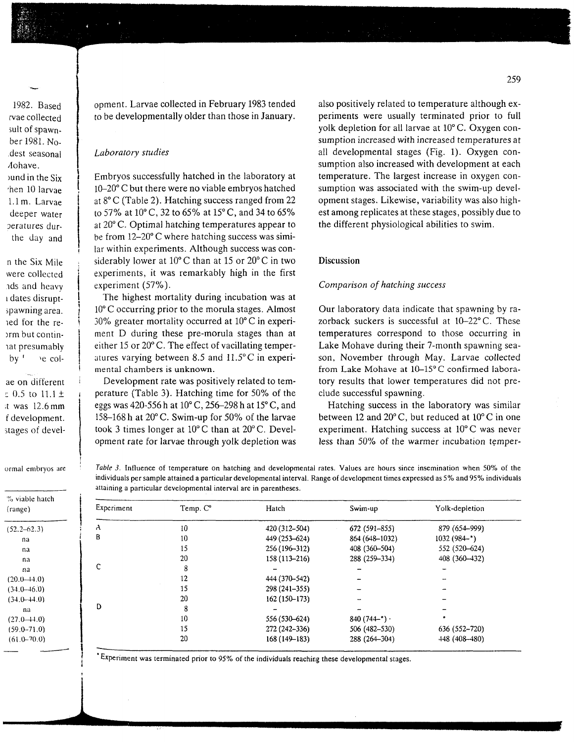opment. Larvae collected in February 1983 tended to be developmentally older than those in January.

### Laboratory studies

Embryos successfully hatched in the laboratory at 10–20° C but there were no viable embryos hatched at 8° C (Table 2). Hatching success ranged from 22 to 57% at 10° C, 32 to 65% at 15° C, and 34 to 65% at 20° C. Optimal hatching temperatures appear to be from 12–20° C where hatching success was similar within experiments. Although success was considerably lower at 10° C than at 15 or 20° C in two experiments, it was remarkably high in the first experiment (57%).

The highest mortality during incubation was at 10° C occurring prior to the morula stages. Almost 30% greater mortality occurred at 10° C in experiment D during these pre-morula stages than at either 15 or 20° C. The effect of vacillating temperatures varying between 8.5 and 11.5° C in experimental chambers is unknown.

Development rate was positively related to temperature (Table 3). Hatching time for 50% of the eggs was 420-556 h at 10° C, 256–298 h at 15° C, and 158–168 h at 20° C. Swim-up for 50% of the larvae took 3 times longer at 10° C than at 20° C. Development rate for larvae through yolk depletion was also positively related to temperature although experiments were usually terminated prior to full yolk depletion for all larvae at 10° C. Oxygen consumption increased with increased temperatures at all developmental stages (Fig. 1). Oxygen consumption also increased with development at each temperature. The largest increase in oxygen consumption was associated with the swim-up development stages. Likewise, variability was also highest among replicates at these stages, possibly due to the different physiological abilities to swim.

## Discussion

### Comparison of hatching success

Our laboratory data indicate that spawning by razorback suckers is successful at 10–22° C. These temperatures correspond to those occurring in Lake Mohave during their 7-month spawning season, November through May. Larvae collected from Lake Mohave at 10–15° C confirmed laboratory results that lower temperatures did not preclude successful spawning.

Hatching success in the laboratory was similar between 12 and 20° C, but reduced at 10° C in one experiment. Hatching success at 10° C was never less than 50% of the warmer incubation temper-

*Table 3.* Influence of temperature on hatching and developmental rates. Values are hours since insemination when 50% of the individuals per sample attained a particular developmental interval. Range of development times expressed as 5% and 95% individuals attaining a particular developmental interval are in parentheses.

| Experiment | Temp. C° | Hatch | Swim-up | Yolk-depletion |
|---|---|---|---|---|
| A | 10 | 420 (312–504) | 672 (591–855) | 879 (654–999) |
| B | 10 | 449 (253–624) | 864 (648–1032) | 1032 (984–*) |
| | 15 | 256 (196–312) | 408 (360–504) | 552 (520–624) |
| | 20 | 158 (113–216) | 288 (259–334) | 408 (360–432) |
| C | 8 | – | – | – |
| | 12 | 444 (370–542) | – | – |
| | 15 | 298 (241–355) | – | – |
| | 20 | 162 (150–173) | – | – |
| D | 8 | – | – | – |
| | 10 | 556 (530–624) | 840 (744–*) | * |
| | 15 | 272 (242–336) | 506 (482–530) | 636 (552–720) |
| | 20 | 168 (149–183) | 288 (264–304) | 448 (408–480) |

* Experiment was terminated prior to 95% of the individuals reaching these developmental stages.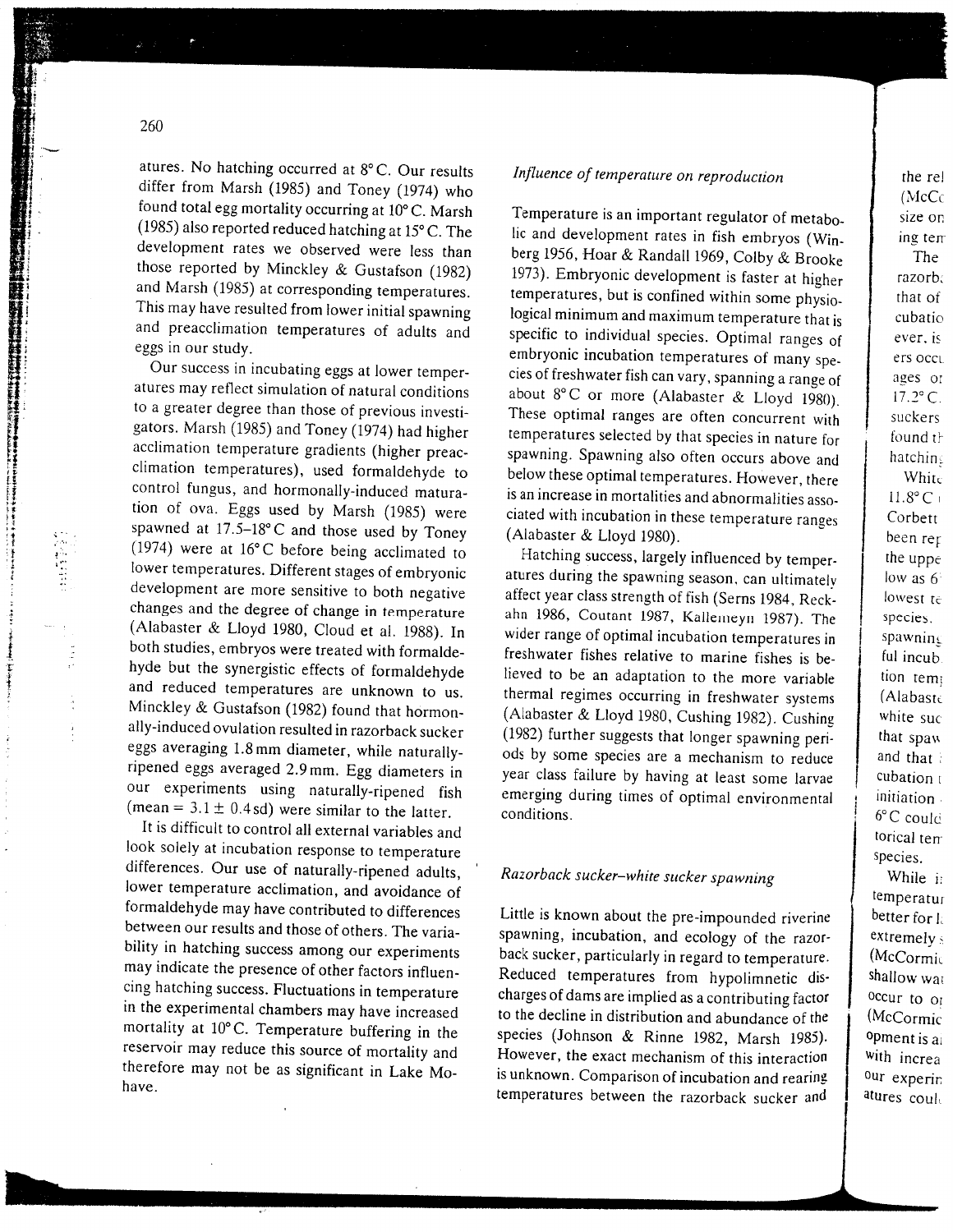atures. No hatching occurred at 8° C. Our results differ from Marsh (1985) and Toney (1974) who found total egg mortality occurring at 10° C. Marsh (1985) also reported reduced hatching at 15° C. The development rates we observed were less than those reported by Minckley & Gustafson (1982) and Marsh (1985) at corresponding temperatures. This may have resulted from lower initial spawning and preacclimation temperatures of adults and eggs in our study.

Our success in incubating eggs at lower temperatures may reflect simulation of natural conditions to a greater degree than those of previous investigators. Marsh (1985) and Toney (1974) had higher acclimation temperature gradients (higher preacclimation temperatures), used formaldehyde to control fungus, and hormonally-induced maturation of ova. Eggs used by Marsh (1985) were spawned at 17.5–18° C and those used by Toney (1974) were at 16° C before being acclimated to lower temperatures. Different stages of embryonic development are more sensitive to both negative changes and the degree of change in temperature (Alabaster & Lloyd 1980, Cloud et al. 1988). In both studies, embryos were treated with formaldehyde but the synergistic effects of formaldehyde and reduced temperatures are unknown to us. Minckley & Gustafson (1982) found that hormonally-induced ovulation resulted in razorback sucker eggs averaging 1.8 mm diameter, while naturally-ripened eggs averaged 2.9 mm. Egg diameters in our experiments using naturally-ripened fish (mean = $3.1 \pm 0.4$ sd) were similar to the latter.

It is difficult to control all external variables and look solely at incubation response to temperature differences. Our use of naturally-ripened adults, lower temperature acclimation, and avoidance of formaldehyde may have contributed to differences between our results and those of others. The variability in hatching success among our experiments may indicate the presence of other factors influencing hatching success. Fluctuations in temperature in the experimental chambers may have increased mortality at 10° C. Temperature buffering in the reservoir may reduce this source of mortality and therefore may not be as significant in Lake Mohave.

*Influence of temperature on reproduction*

Temperature is an important regulator of metabolic and development rates in fish embryos (Winberg 1956, Hoar & Randall 1969, Colby & Brooke 1973). Embryonic development is faster at higher temperatures, but is confined within some physiological minimum and maximum temperature that is specific to individual species. Optimal ranges of embryonic incubation temperatures of many species of freshwater fish can vary, spanning a range of about 8° C or more (Alabaster & Lloyd 1980). These optimal ranges are often concurrent with temperatures selected by that species in nature for spawning. Spawning also often occurs above and below these optimal temperatures. However, there is an increase in mortalities and abnormalities associated with incubation in these temperature ranges (Alabaster & Lloyd 1980).

Hatching success, largely influenced by temperatures during the spawning season, can ultimately affect year class strength of fish (Serns 1984, Reckahn 1986, Coutant 1987, Kallemeyn 1987). The wider range of optimal incubation temperatures in freshwater fishes relative to marine fishes is believed to be an adaptation to the more variable thermal regimes occurring in freshwater systems (Alabaster & Lloyd 1980, Cushing 1982). Cushing (1982) further suggests that longer spawning periods by some species are a mechanism to reduce year class failure by having at least some larvae emerging during times of optimal environmental conditions.

*Razorback sucker–white sucker spawning*

Little is known about the pre-impounded riverine spawning, incubation, and ecology of the razorback sucker, particularly in regard to temperature. Reduced temperatures from hypolimnetic discharges of dams are implied as a contributing factor to the decline in distribution and abundance of the species (Johnson & Rinne 1982, Marsh 1985). However, the exact mechanism of this interaction is unknown. Comparison of incubation and rearing temperatures between the razorback sucker and

the rel (McCc size or ing ter

The razorb that of cubatio ever, is ers occu ages or 17.2° C. suckers found th hatchin

White 11.8° C Corbett been rep the uppe low as 6 lowest te species. spawning ful incub tion tem (Alabaste white suc that spaw and that cubation initiation 6° C could torical tem species.

While i temperatur better for l extremely (McCormic shallow wa occur to o (McCormic opment is a with increa our experim atures coul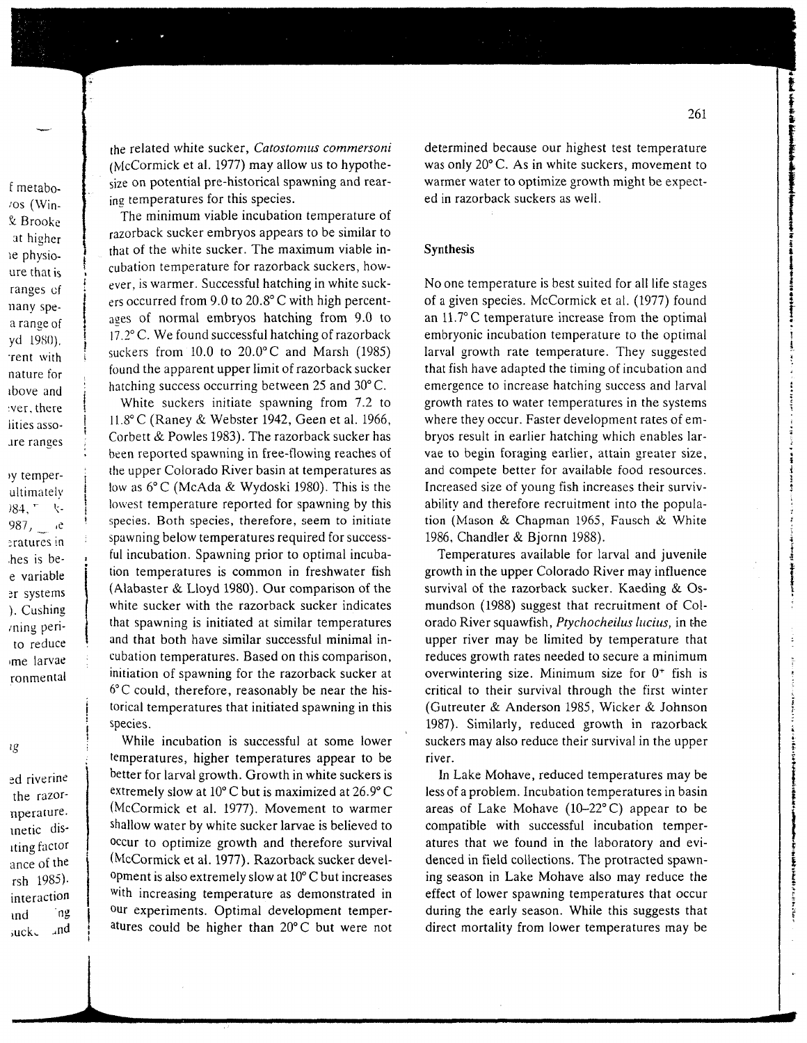the related white sucker, *Catostomus commersoni* (McCormick et al. 1977) may allow us to hypothesize on potential pre-historical spawning and rearing temperatures for this species.

The minimum viable incubation temperature of razorback sucker embryos appears to be similar to that of the white sucker. The maximum viable incubation temperature for razorback suckers, however, is warmer. Successful hatching in white suckers occurred from 9.0 to 20.8° C with high percentages of normal embryos hatching from 9.0 to 17.2° C. We found successful hatching of razorback suckers from 10.0 to 20.0° C and Marsh (1985) found the apparent upper limit of razorback sucker hatching success occurring between 25 and 30° C.

White suckers initiate spawning from 7.2 to 11.8° C (Raney & Webster 1942, Geen et al. 1966, Corbett & Powles 1983). The razorback sucker has been reported spawning in free-flowing reaches of the upper Colorado River basin at temperatures as low as 6° C (McAda & Wydoski 1980). This is the lowest temperature reported for spawning by this species. Both species, therefore, seem to initiate spawning below temperatures required for successful incubation. Spawning prior to optimal incubation temperatures is common in freshwater fish (Alabaster & Lloyd 1980). Our comparison of the white sucker with the razorback sucker indicates that spawning is initiated at similar temperatures and that both have similar successful minimal incubation temperatures. Based on this comparison, initiation of spawning for the razorback sucker at 6° C could, therefore, reasonably be near the historical temperatures that initiated spawning in this species.

While incubation is successful at some lower temperatures, higher temperatures appear to be better for larval growth. Growth in white suckers is extremely slow at 10° C but is maximized at 26.9° C (McCormick et al. 1977). Movement to warmer shallow water by white sucker larvae is believed to occur to optimize growth and therefore survival (McCormick et al. 1977). Razorback sucker development is also extremely slow at 10° C but increases with increasing temperature as demonstrated in our experiments. Optimal development temperatures could be higher than 20° C but were not determined because our highest test temperature was only 20° C. As in white suckers, movement to warmer water to optimize growth might be expected in razorback suckers as well.

## Synthesis

No one temperature is best suited for all life stages of a given species. McCormick et al. (1977) found an 11.7° C temperature increase from the optimal embryonic incubation temperature to the optimal larval growth rate temperature. They suggested that fish have adapted the timing of incubation and emergence to increase hatching success and larval growth rates to water temperatures in the systems where they occur. Faster development rates of embryos result in earlier hatching which enables larvae to begin foraging earlier, attain greater size, and compete better for available food resources. Increased size of young fish increases their survivability and therefore recruitment into the population (Mason & Chapman 1965, Fausch & White 1986, Chandler & Bjornn 1988).

Temperatures available for larval and juvenile growth in the upper Colorado River may influence survival of the razorback sucker. Kaeding & Osmundson (1988) suggest that recruitment of Colorado River squawfish, *Ptychocheilus lucius*, in the upper river may be limited by temperature that reduces growth rates needed to secure a minimum overwintering size. Minimum size for $0^+$ fish is critical to their survival through the first winter (Gutreuter & Anderson 1985, Wicker & Johnson 1987). Similarly, reduced growth in razorback suckers may also reduce their survival in the upper river.

In Lake Mohave, reduced temperatures may be less of a problem. Incubation temperatures in basin areas of Lake Mohave (10–22° C) appear to be compatible with successful incubation temperatures that we found in the laboratory and evidenced in field collections. The protracted spawning season in Lake Mohave also may reduce the effect of lower spawning temperatures that occur during the early season. While this suggests that direct mortality from lower temperatures may be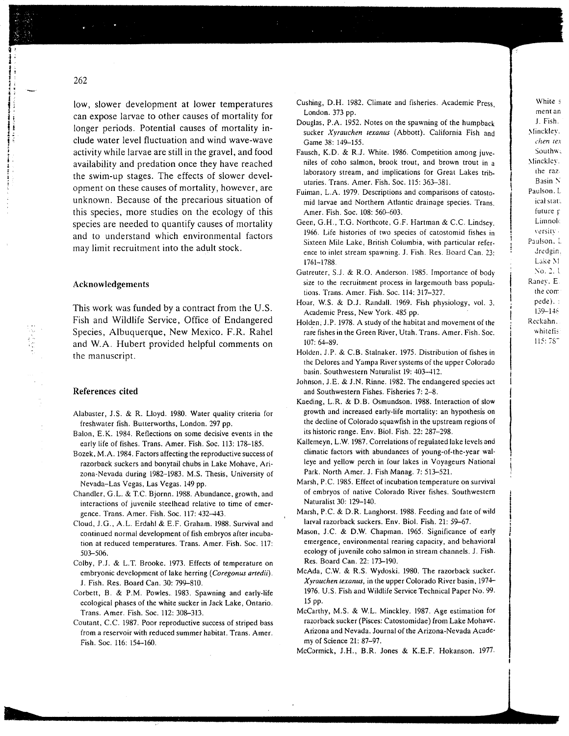low, slower development at lower temperatures can expose larvae to other causes of mortality for longer periods. Potential causes of mortality include water level fluctuation and wind wave-wave activity while larvae are still in the gravel, and food availability and predation once they have reached the swim-up stages. The effects of slower development on these causes of mortality, however, are unknown. Because of the precarious situation of this species, more studies on the ecology of this species are needed to quantify causes of mortality and to understand which environmental factors may limit recruitment into the adult stock.

## Acknowledgements

This work was funded by a contract from the U.S. Fish and Wildlife Service, Office of Endangered Species, Albuquerque, New Mexico. F.R. Rahel and W.A. Hubert provided helpful comments on the manuscript.

## References cited

Alabaster, J.S. & R. Lloyd. 1980. Water quality criteria for freshwater fish. Butterworths, London. 297 pp.

Balon, E.K. 1984. Reflections on some decisive events in the early life of fishes. Trans. Amer. Fish. Soc. 113: 178–185.

Bozek, M.A. 1984. Factors affecting the reproductive success of razorback suckers and bonytail chubs in Lake Mohave, Arizona-Nevada during 1982–1983. M.S. Thesis, University of Nevada–Las Vegas, Las Vegas. 149 pp.

Chandler, G.L. & T.C. Bjornn. 1988. Abundance, growth, and interactions of juvenile steelhead relative to time of emergence. Trans. Amer. Fish. Soc. 117: 432–443.

Cloud, J.G., A.L. Erdahl & E.F. Graham. 1988. Survival and continued normal development of fish embryos after incubation at reduced temperatures. Trans. Amer. Fish. Soc. 117: 503–506.

Colby, P.J. & L.T. Brooke. 1973. Effects of temperature on embryonic development of lake herring (*Coregonus artedii*). J. Fish. Res. Board Can. 30: 799–810.

Corbett, B. & P.M. Powles. 1983. Spawning and early-life ecological phases of the white sucker in Jack Lake, Ontario. Trans. Amer. Fish. Soc. 112: 308–313.

Coutant, C.C. 1987. Poor reproductive success of striped bass from a reservoir with reduced summer habitat. Trans. Amer. Fish. Soc. 116: 154–160.

Cushing, D.H. 1982. Climate and fisheries. Academic Press, London. 373 pp.

Douglas, P.A. 1952. Notes on the spawning of the humpback sucker *Xyrauchen texanus* (Abbott). California Fish and Game 38: 149–155.

Fausch, K.D. & R.J. White. 1986. Competition among juveniles of coho salmon, brook trout, and brown trout in a laboratory stream, and implications for Great Lakes tributaries. Trans. Amer. Fish. Soc. 115: 363–381.

Fuiman, L.A. 1979. Descriptions and comparisons of catostomid larvae and Northern Atlantic drainage species. Trans. Amer. Fish. Soc. 108: 560–603.

Geen, G.H., T.G. Northcote, G.F. Hartman & C.C. Lindsey. 1966. Life histories of two species of catostomid fishes in Sixteen Mile Lake, British Columbia, with particular reference to inlet stream spawning. J. Fish. Res. Board Can. 23: 1761–1788.

Gutreuter, S.J. & R.O. Anderson. 1985. Importance of body size to the recruitment process in largemouth bass populations. Trans. Amer. Fish. Soc. 114: 317–327.

Hoar, W.S. & D.J. Randall. 1969. Fish physiology, vol. 3. Academic Press, New York. 485 pp.

Holden, J.P. 1978. A study of the habitat and movement of the rare fishes in the Green River, Utah. Trans. Amer. Fish. Soc. 107: 64–89.

Holden, J.P. & C.B. Stalnaker. 1975. Distribution of fishes in the Delores and Yampa River systems of the upper Colorado basin. Southwestern Naturalist 19: 403–412.

Johnson, J.E. & J.N. Rinne. 1982. The endangered species act and Southwestern Fishes. Fisheries 7: 2–8.

Kaeding, L.R. & D.B. Osmundson. 1988. Interaction of slow growth and increased early-life mortality: an hypothesis on the decline of Colorado squawfish in the upstream regions of its historic range. Env. Biol. Fish. 22: 287–298.

Kallemeyn, L.W. 1987. Correlations of regulated lake levels and climatic factors with abundances of young-of-the-year walleye and yellow perch in four lakes in Voyageurs National Park. North Amer. J. Fish Manag. 7: 513–521.

Marsh, P.C. 1985. Effect of incubation temperature on survival of embryos of native Colorado River fishes. Southwestern Naturalist 30: 129–140.

Marsh, P.C. & D.R. Langhorst. 1988. Feeding and fate of wild larval razorback suckers. Env. Biol. Fish. 21: 59–67.

Mason, J.C. & D.W. Chapman. 1965. Significance of early emergence, environmental rearing capacity, and behavioral ecology of juvenile coho salmon in stream channels. J. Fish. Res. Board Can. 22: 173–190.

McAda, C.W. & R.S. Wydoski. 1980. The razorback sucker, *Xyrauchen texanus*, in the upper Colorado River basin, 1974–1976. U.S. Fish and Wildlife Service Technical Paper No. 99. 15 pp.

McCarthy, M.S. & W.L. Minckley. 1987. Age estimation for razorback sucker (Pisces: Catostomidae) from Lake Mohave, Arizona and Nevada. Journal of the Arizona-Nevada Academy of Science 21: 87–97.

McCormick, J.H., B.R. Jones & K.E.F. Hokanson. 1977.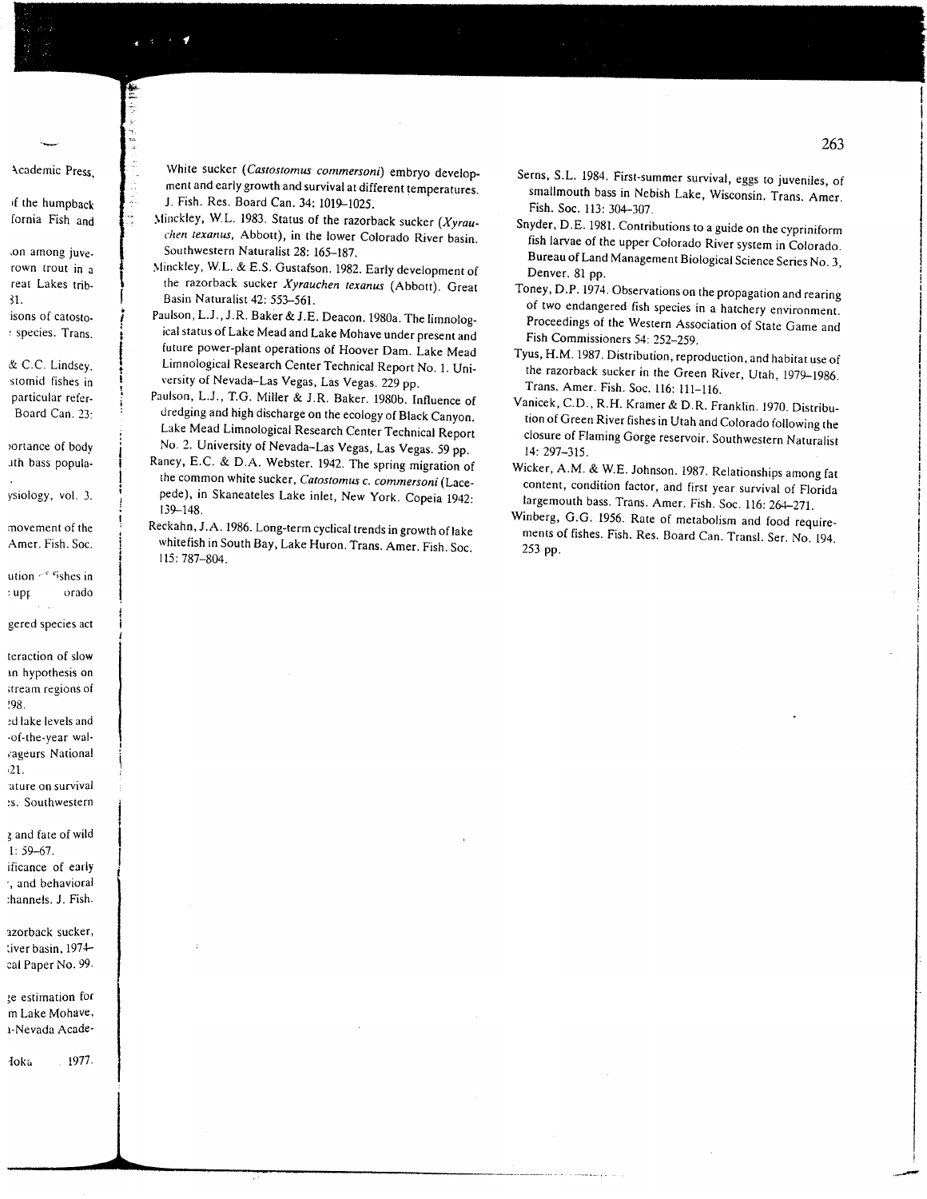White sucker (*Catostomus commersoni*) embryo development and early growth and survival at different temperatures. J. Fish. Res. Board Can. 34: 1019–1025.

Minckley, W.L. 1983. Status of the razorback sucker (*Xyrauchen texanus*, Abbott), in the lower Colorado River basin. Southwestern Naturalist 28: 165–187.

Minckley, W.L. & E.S. Gustafson. 1982. Early development of the razorback sucker *Xyrauchen texanus* (Abbott). Great Basin Naturalist 42: 553–561.

Paulson, L.J., J.R. Baker & J.E. Deacon. 1980a. The limnological status of Lake Mead and Lake Mohave under present and future power-plant operations of Hoover Dam. Lake Mead Limnological Research Center Technical Report No. 1. University of Nevada–Las Vegas, Las Vegas. 229 pp.

Paulson, L.J., T.G. Miller & J.R. Baker. 1980b. Influence of dredging and high discharge on the ecology of Black Canyon. Lake Mead Limnological Research Center Technical Report No. 2. University of Nevada–Las Vegas, Las Vegas. 59 pp.

Raney, E.C. & D.A. Webster. 1942. The spring migration of the common white sucker, *Catostomus c. commersoni* (Lacepede), in Skaneateles Lake inlet, New York. Copeia 1942: 139–148.

Reckahn, J.A. 1986. Long-term cyclical trends in growth of lake whitefish in South Bay, Lake Huron. Trans. Amer. Fish. Soc. 115: 787–804.

Serns, S.L. 1984. First-summer survival, eggs to juveniles, of smallmouth bass in Nebish Lake, Wisconsin. Trans. Amer. Fish. Soc. 113: 304–307.

Snyder, D.E. 1981. Contributions to a guide on the cypriniform fish larvae of the upper Colorado River system in Colorado. Bureau of Land Management Biological Science Series No. 3, Denver. 81 pp.

Toney, D.P. 1974. Observations on the propagation and rearing of two endangered fish species in a hatchery environment. Proceedings of the Western Association of State Game and Fish Commissioners 54: 252–259.

Tyus, H.M. 1987. Distribution, reproduction, and habitat use of the razorback sucker in the Green River, Utah, 1979–1986. Trans. Amer. Fish. Soc. 116: 111–116.

Vanicek, C.D., R.H. Kramer & D.R. Franklin. 1970. Distribution of Green River fishes in Utah and Colorado following the closure of Flaming Gorge reservoir. Southwestern Naturalist 14: 297–315.

Wicker, A.M. & W.E. Johnson. 1987. Relationships among fat content, condition factor, and first year survival of Florida largemouth bass. Trans. Amer. Fish. Soc. 116: 264–271.

Winberg, G.G. 1956. Rate of metabolism and food requirements of fishes. Fish. Res. Board Can. Transl. Ser. No. 194. 253 pp.